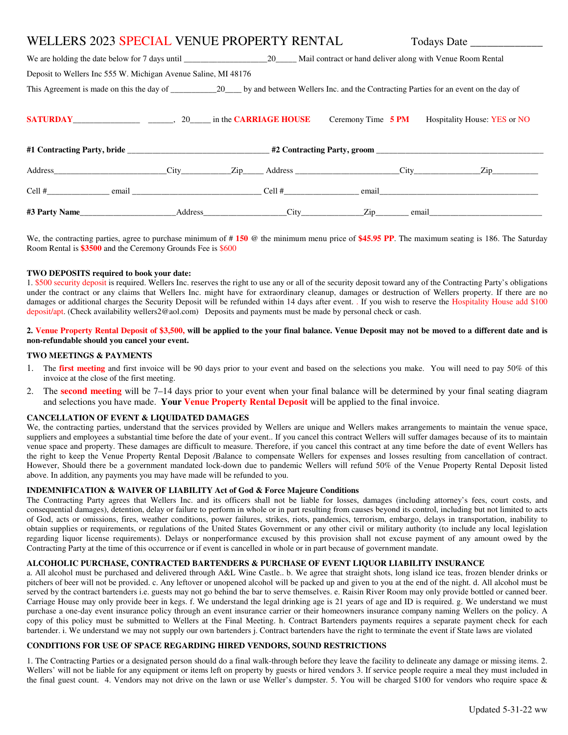# WELLERS 2023 SPECIAL VENUE PROPERTY RENTAL

Todays Date _____________

We are holding the date below for 7 days until ___________________20_____ Mail contract or hand deliver along with Venue Room Rental Deposit to Wellers Inc 555 W. Michigan Avenue Saline, MI 48176

This Agreement is made on this the day of ___________20____ by and between Wellers Inc. and the Contracting Parties for an event on the day of

**SATURDAY**________________ ______, 20_____ in the **CARRIAGE HOUSE** Ceremony Time **5 PM** Hospitality House: YES or NO

**#1 Contracting Party, bride** _________________________________ **#2 Contracting Party, groom** ________________________________________

Address__________________________City___________Zip_____ Address ________________________City_______________Zip__________

Cell #______________ email ______________________________ Cell #_________________ email______________________________________

**#3 Party Name**______________________Address___________________City______________Zip_______ email___________________________

We, the contracting parties, agree to purchase minimum of # **150** @ the minimum menu price of **$45.95 PP**. The maximum seating is 186. The Saturday Room Rental is **$3500** and the Ceremony Grounds Fee is $600

**TWO DEPOSITS required to book your date:**

1. $500 security deposit is required. Wellers Inc. reserves the right to use any or all of the security deposit toward any of the Contracting Party's obligations under the contract or any claims that Wellers Inc. might have for extraordinary cleanup, damages or destruction of Wellers property. If there are no damages or additional charges the Security Deposit will be refunded within 14 days after event. . If you wish to reserve the Hospitality House add $100 deposit/apt. (Check availability wellers2@aol.com) Deposits and payments must be made by personal check or cash.

**2. Venue Property Rental Deposit of $3,500, will be applied to the your final balance. Venue Deposit may not be moved to a different date and is non-refundable should you cancel your event.**

**TWO MEETINGS & PAYMENTS**

1. The **first meeting** and first invoice will be 90 days prior to your event and based on the selections you make. You will need to pay 50% of this invoice at the close of the first meeting.
2. The **second meeting** will be 7–14 days prior to your event when your final balance will be determined by your final seating diagram and selections you have made. **Your Venue Property Rental Deposit** will be applied to the final invoice.

**CANCELLATION OF EVENT & LIQUIDATED DAMAGES**

We, the contracting parties, understand that the services provided by Wellers are unique and Wellers makes arrangements to maintain the venue space, suppliers and employees a substantial time before the date of your event.. If you cancel this contract Wellers will suffer damages because of its to maintain venue space and property. These damages are difficult to measure. Therefore, if you cancel this contract at any time before the date of event Wellers has the right to keep the Venue Property Rental Deposit /Balance to compensate Wellers for expenses and losses resulting from cancellation of contract. However, Should there be a government mandated lock-down due to pandemic Wellers will refund 50% of the Venue Property Rental Deposit listed above. In addition, any payments you may have made will be refunded to you.

**INDEMNIFICATION & WAIVER OF LIABILITY Act of God & Force Majeure Conditions**

The Contracting Party agrees that Wellers Inc. and its officers shall not be liable for losses, damages (including attorney's fees, court costs, and consequential damages), detention, delay or failure to perform in whole or in part resulting from causes beyond its control, including but not limited to acts of God, acts or omissions, fires, weather conditions, power failures, strikes, riots, pandemics, terrorism, embargo, delays in transportation, inability to obtain supplies or requirements, or regulations of the United States Government or any other civil or military authority (to include any local legislation regarding liquor license requirements). Delays or nonperformance excused by this provision shall not excuse payment of any amount owed by the Contracting Party at the time of this occurrence or if event is cancelled in whole or in part because of government mandate.

**ALCOHOLIC PURCHASE, CONTRACTED BARTENDERS & PURCHASE OF EVENT LIQUOR LIABILITY INSURANCE**

a. All alcohol must be purchased and delivered through A&L Wine Castle.. b. We agree that straight shots, long island ice teas, frozen blender drinks or pitchers of beer will not be provided. c. Any leftover or unopened alcohol will be packed up and given to you at the end of the night. d. All alcohol must be served by the contract bartenders i.e. guests may not go behind the bar to serve themselves. e. Raisin River Room may only provide bottled or canned beer. Carriage House may only provide beer in kegs. f. We understand the legal drinking age is 21 years of age and ID is required. g. We understand we must purchase a one-day event insurance policy through an event insurance carrier or their homeowners insurance company naming Wellers on the policy. A copy of this policy must be submitted to Wellers at the Final Meeting. h. Contract Bartenders payments requires a separate payment check for each bartender. i. We understand we may not supply our own bartenders j. Contract bartenders have the right to terminate the event if State laws are violated

**CONDITIONS FOR USE OF SPACE REGARDING HIRED VENDORS, SOUND RESTRICTIONS**

1. The Contracting Parties or a designated person should do a final walk-through before they leave the facility to delineate any damage or missing items. 2. Wellers' will not be liable for any equipment or items left on property by guests or hired vendors 3. If service people require a meal they must included in the final guest count. 4. Vendors may not drive on the lawn or use Weller's dumpster. 5. You will be charged $100 for vendors who require space &

Updated 5-31-22 ww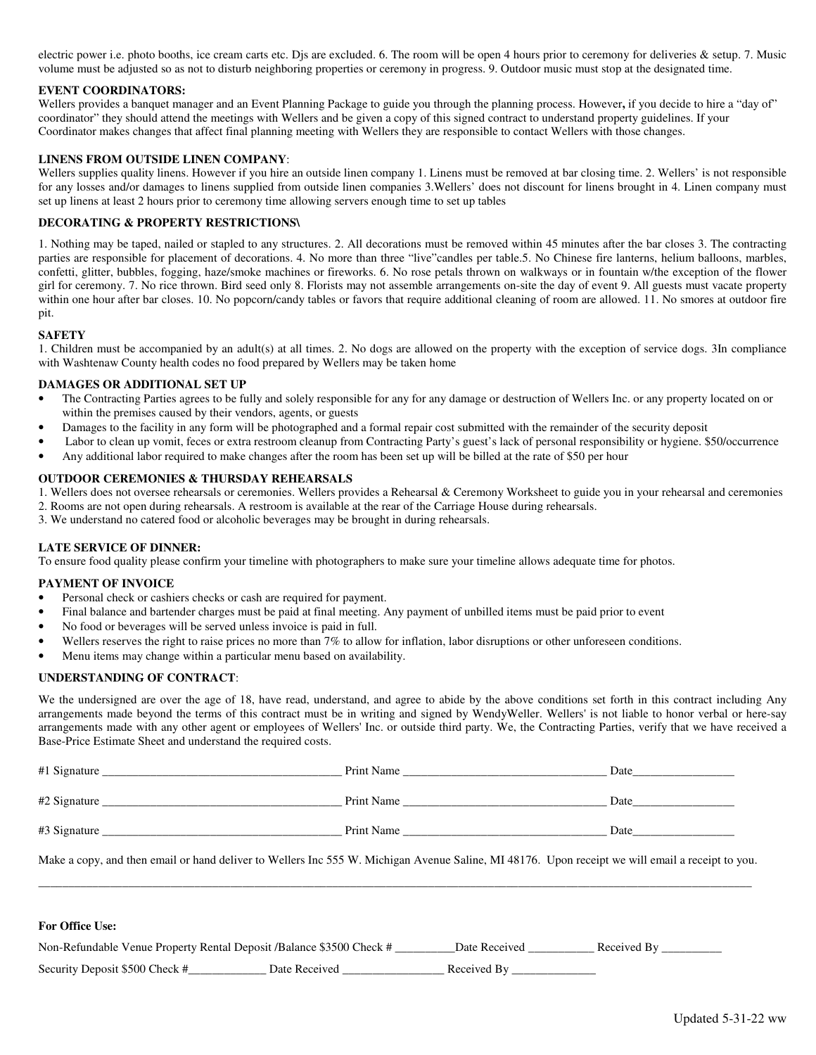electric power i.e. photo booths, ice cream carts etc. Djs are excluded. 6. The room will be open 4 hours prior to ceremony for deliveries & setup. 7. Music volume must be adjusted so as not to disturb neighboring properties or ceremony in progress. 9. Outdoor music must stop at the designated time.

**EVENT COORDINATORS:**
Wellers provides a banquet manager and an Event Planning Package to guide you through the planning process. However**,** if you decide to hire a "day of" coordinator" they should attend the meetings with Wellers and be given a copy of this signed contract to understand property guidelines. If your Coordinator makes changes that affect final planning meeting with Wellers they are responsible to contact Wellers with those changes.

**LINENS FROM OUTSIDE LINEN COMPANY**:
Wellers supplies quality linens. However if you hire an outside linen company 1. Linens must be removed at bar closing time. 2. Wellers' is not responsible for any losses and/or damages to linens supplied from outside linen companies 3.Wellers' does not discount for linens brought in 4. Linen company must set up linens at least 2 hours prior to ceremony time allowing servers enough time to set up tables

**DECORATING & PROPERTY RESTRICTIONS\**

1. Nothing may be taped, nailed or stapled to any structures. 2. All decorations must be removed within 45 minutes after the bar closes 3. The contracting parties are responsible for placement of decorations. 4. No more than three "live"candles per table.5. No Chinese fire lanterns, helium balloons, marbles, confetti, glitter, bubbles, fogging, haze/smoke machines or fireworks. 6. No rose petals thrown on walkways or in fountain w/the exception of the flower girl for ceremony. 7. No rice thrown. Bird seed only 8. Florists may not assemble arrangements on-site the day of event 9. All guests must vacate property within one hour after bar closes. 10. No popcorn/candy tables or favors that require additional cleaning of room are allowed. 11. No smores at outdoor fire pit.

**SAFETY**
1. Children must be accompanied by an adult(s) at all times. 2. No dogs are allowed on the property with the exception of service dogs. 3In compliance with Washtenaw County health codes no food prepared by Wellers may be taken home

**DAMAGES OR ADDITIONAL SET UP**
- The Contracting Parties agrees to be fully and solely responsible for any for any damage or destruction of Wellers Inc. or any property located on or within the premises caused by their vendors, agents, or guests
- Damages to the facility in any form will be photographed and a formal repair cost submitted with the remainder of the security deposit
- Labor to clean up vomit, feces or extra restroom cleanup from Contracting Party's guest's lack of personal responsibility or hygiene. $50/occurrence
- Any additional labor required to make changes after the room has been set up will be billed at the rate of $50 per hour

**OUTDOOR CEREMONIES & THURSDAY REHEARSALS**
1. Wellers does not oversee rehearsals or ceremonies. Wellers provides a Rehearsal & Ceremony Worksheet to guide you in your rehearsal and ceremonies
2. Rooms are not open during rehearsals. A restroom is available at the rear of the Carriage House during rehearsals.
3. We understand no catered food or alcoholic beverages may be brought in during rehearsals.

**LATE SERVICE OF DINNER:**
To ensure food quality please confirm your timeline with photographers to make sure your timeline allows adequate time for photos.

**PAYMENT OF INVOICE**
- Personal check or cashiers checks or cash are required for payment.
- Final balance and bartender charges must be paid at final meeting. Any payment of unbilled items must be paid prior to event
- No food or beverages will be served unless invoice is paid in full.
- Wellers reserves the right to raise prices no more than 7% to allow for inflation, labor disruptions or other unforeseen conditions.
- Menu items may change within a particular menu based on availability.

**UNDERSTANDING OF CONTRACT**:

We the undersigned are over the age of 18, have read, understand, and agree to abide by the above conditions set forth in this contract including Any arrangements made beyond the terms of this contract must be in writing and signed by WendyWeller. Wellers' is not liable to honor verbal or here-say arrangements made with any other agent or employees of Wellers' Inc. or outside third party. We, the Contracting Parties, verify that we have received a Base-Price Estimate Sheet and understand the required costs.

#1 Signature ________________________________________ Print Name __________________________________ Date_________________

#2 Signature ________________________________________ Print Name __________________________________ Date_________________

#3 Signature ________________________________________ Print Name __________________________________ Date_________________

Make a copy, and then email or hand deliver to Wellers Inc 555 W. Michigan Avenue Saline, MI 48176. Upon receipt we will email a receipt to you.

---

**For Office Use:**

Non-Refundable Venue Property Rental Deposit /Balance $3500 Check # __________Date Received ___________ Received By __________

Security Deposit $500 Check #_____________ Date Received _________________ Received By ______________

Updated 5-31-22 ww